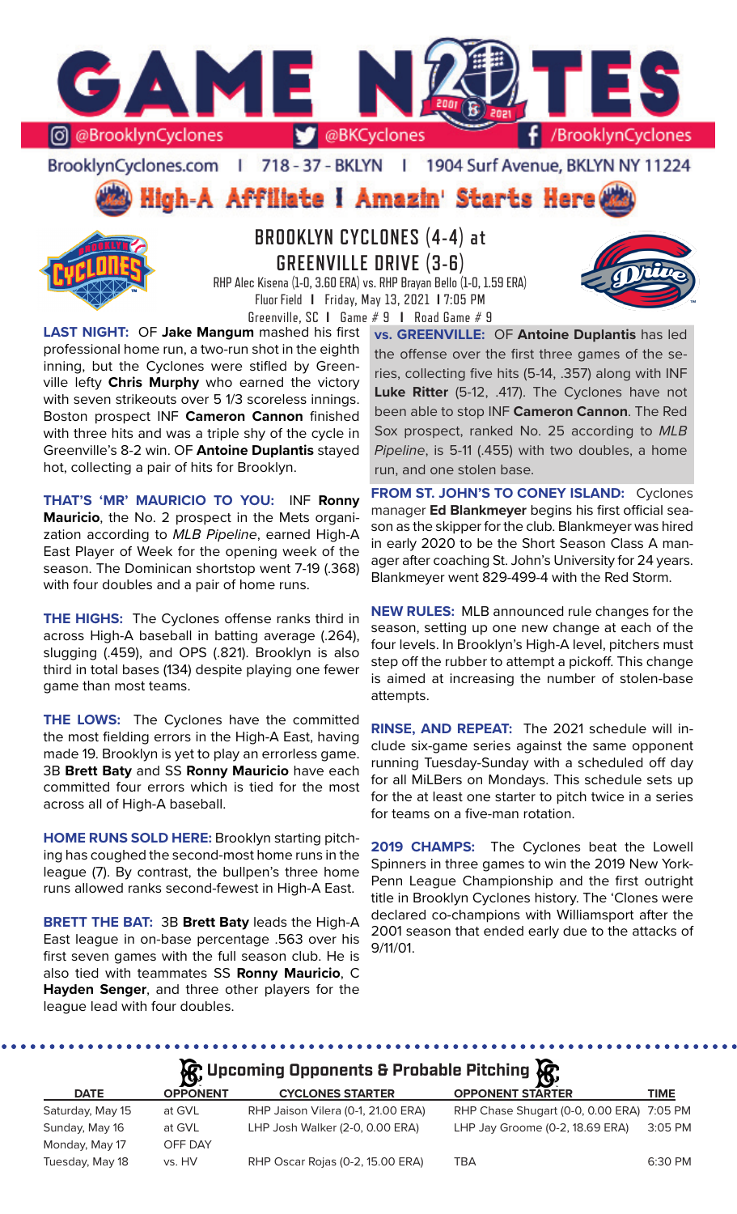# GAME NOTES

@BrooklynCyclones | @BKCyclones | /BrooklynCyclones

BrooklynCyclones.com | 718-37-BKLYN | 1904 Surf Avenue, BKLYN NY 11224

**High-A Affiliate I Amazin' Starts Here**

## BROOKLYN CYCLONES (4-4) at GREENVILLE DRIVE (3-6)

RHP Alec Kisena (1-0, 3.60 ERA) vs. RHP Brayan Bello (1-0, 1.59 ERA)

Fluor Field | Friday, May 13, 2021 | 7:05 PM

Greenville, SC | Game # 9 | Road Game # 9

**LAST NIGHT:** OF **Jake Mangum** mashed his first professional home run, a two-run shot in the eighth inning, but the Cyclones were stifled by Greenville lefty **Chris Murphy** who earned the victory with seven strikeouts over 5 1/3 scoreless innings. Boston prospect INF **Cameron Cannon** finished with three hits and was a triple shy of the cycle in Greenville's 8-2 win. OF **Antoine Duplantis** stayed hot, collecting a pair of hits for Brooklyn.

**THAT'S 'MR' MAURICIO TO YOU:** INF **Ronny Mauricio**, the No. 2 prospect in the Mets organization according to *MLB Pipeline*, earned High-A East Player of Week for the opening week of the season. The Dominican shortstop went 7-19 (.368) with four doubles and a pair of home runs.

**THE HIGHS:** The Cyclones offense ranks third in across High-A baseball in batting average (.264), slugging (.459), and OPS (.821). Brooklyn is also third in total bases (134) despite playing one fewer game than most teams.

**THE LOWS:** The Cyclones have the committed the most fielding errors in the High-A East, having made 19. Brooklyn is yet to play an errorless game. 3B **Brett Baty** and SS **Ronny Mauricio** have each committed four errors which is tied for the most across all of High-A baseball.

**HOME RUNS SOLD HERE:** Brooklyn starting pitching has coughed the second-most home runs in the league (7). By contrast, the bullpen's three home runs allowed ranks second-fewest in High-A East.

**BRETT THE BAT:** 3B **Brett Baty** leads the High-A East league in on-base percentage .563 over his first seven games with the full season club. He is also tied with teammates SS **Ronny Mauricio**, C **Hayden Senger**, and three other players for the league lead with four doubles.

**vs. GREENVILLE:** OF **Antoine Duplantis** has led the offense over the first three games of the series, collecting five hits (5-14, .357) along with INF **Luke Ritter** (5-12, .417). The Cyclones have not been able to stop INF **Cameron Cannon**. The Red Sox prospect, ranked No. 25 according to *MLB Pipeline*, is 5-11 (.455) with two doubles, a home run, and one stolen base.

**FROM ST. JOHN'S TO CONEY ISLAND:** Cyclones manager **Ed Blankmeyer** begins his first official season as the skipper for the club. Blankmeyer was hired in early 2020 to be the Short Season Class A manager after coaching St. John's University for 24 years. Blankmeyer went 829-499-4 with the Red Storm.

**NEW RULES:** MLB announced rule changes for the season, setting up one new change at each of the four levels. In Brooklyn's High-A level, pitchers must step off the rubber to attempt a pickoff. This change is aimed at increasing the number of stolen-base attempts.

**RINSE, AND REPEAT:** The 2021 schedule will include six-game series against the same opponent running Tuesday-Sunday with a scheduled off day for all MiLBers on Mondays. This schedule sets up for the at least one starter to pitch twice in a series for teams on a five-man rotation.

**2019 CHAMPS:** The Cyclones beat the Lowell Spinners in three games to win the 2019 New York-Penn League Championship and the first outright title in Brooklyn Cyclones history. The 'Clones were declared co-champions with Williamsport after the 2001 season that ended early due to the attacks of 9/11/01.

## Upcoming Opponents & Probable Pitching

| DATE | OPPONENT | CYCLONES STARTER | OPPONENT STARTER | TIME |
|---|---|---|---|---|
| Saturday, May 15 | at GVL | RHP Jaison Vilera (0-1, 21.00 ERA) | RHP Chase Shugart (0-0, 0.00 ERA) | 7:05 PM |
| Sunday, May 16 | at GVL | LHP Josh Walker (2-0, 0.00 ERA) | LHP Jay Groome (0-2, 18.69 ERA) | 3:05 PM |
| Monday, May 17 | OFF DAY | | | |
| Tuesday, May 18 | vs. HV | RHP Oscar Rojas (0-2, 15.00 ERA) | TBA | 6:30 PM |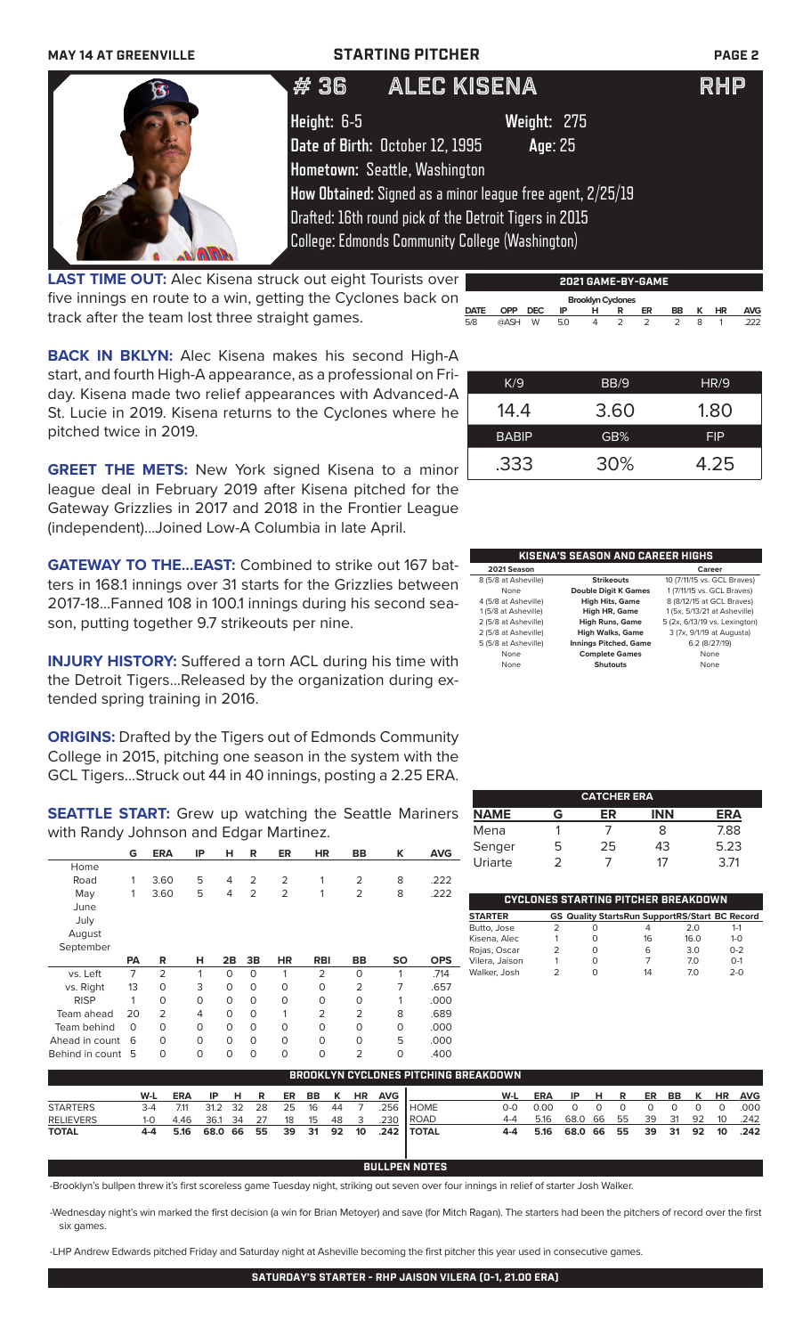MAY 14 AT GREENVILLE — STARTING PITCHER

# #36 ALEC KISENA — RHP

**Height:** 6-5 **Weight:** 275
**Date of Birth:** October 12, 1995 **Age:** 25
**Hometown:** Seattle, Washington
**How Obtained:** Signed as a minor league free agent, 2/25/19
Drafted: 16th round pick of the Detroit Tigers in 2015
College: Edmonds Community College (Washington)

**LAST TIME OUT:** Alec Kisena struck out eight Tourists over five innings en route to a win, getting the Cyclones back on track after the team lost three straight games.

**BACK IN BKLYN:** Alec Kisena makes his second High-A start, and fourth High-A appearance, as a professional on Friday. Kisena made two relief appearances with Advanced-A St. Lucie in 2019. Kisena returns to the Cyclones where he pitched twice in 2019.

**GREET THE METS:** New York signed Kisena to a minor league deal in February 2019 after Kisena pitched for the Gateway Grizzlies in 2017 and 2018 in the Frontier League (independent)...Joined Low-A Columbia in late April.

**GATEWAY TO THE...EAST:** Combined to strike out 167 batters in 168.1 innings over 31 starts for the Grizzlies between 2017-18...Fanned 108 in 100.1 innings during his second season, putting together 9.7 strikeouts per nine.

**INJURY HISTORY:** Suffered a torn ACL during his time with the Detroit Tigers...Released by the organization during extended spring training in 2016.

**ORIGINS:** Drafted by the Tigers out of Edmonds Community College in 2015, pitching one season in the system with the GCL Tigers...Struck out 44 in 40 innings, posting a 2.25 ERA.

**SEATTLE START:** Grew up watching the Seattle Mariners with Randy Johnson and Edgar Martinez.

### 2021 GAME-BY-GAME (Brooklyn Cyclones)

| DATE | OPP | DEC | IP | H | R | ER | BB | K | HR | AVG |
|---|---|---|---|---|---|---|---|---|---|---|
| 5/8 | @ASH | W | 5.0 | 4 | 2 | 2 | 2 | 8 | 1 | .222 |

| K/9 | BB/9 | HR/9 |
|---|---|---|
| 14.4 | 3.60 | 1.80 |
| **BABIP** | **GB%** | **FIP** |
| .333 | 30% | 4.25 |

### KISENA'S SEASON AND CAREER HIGHS

| 2021 Season | | Career |
|---|---|---|
| 8 (5/8 at Asheville) | Strikeouts | 10 (7/11/15 vs. GCL Braves) |
| None | Double Digit K Games | 1 (7/11/15 vs. GCL Braves) |
| 4 (5/8 at Asheville) | High Hits, Game | 8 (8/12/15 at GCL Braves) |
| 1 (5/8 at Asheville) | High HR, Game | 1 (5x, 5/13/21 at Asheville) |
| 2 (5/8 at Asheville) | High Runs, Game | 5 (2x, 6/13/19 vs. Lexington) |
| 2 (5/8 at Asheville) | High Walks, Game | 3 (7x, 9/1/19 at Augusta) |
| 5 (5/8 at Asheville) | Innings Pitched, Game | 6.2 (8/27/19) |
| None | Complete Games | None |
| None | Shutouts | None |

| | G | ERA | IP | H | R | ER | HR | BB | K | AVG |
|---|---|---|---|---|---|---|---|---|---|---|
| Home | | | | | | | | | | |
| Road | 1 | 3.60 | 5 | 4 | 2 | 2 | 1 | 2 | 8 | .222 |
| May | 1 | 3.60 | 5 | 4 | 2 | 2 | 1 | 2 | 8 | .222 |
| June | | | | | | | | | | |
| July | | | | | | | | | | |
| August | | | | | | | | | | |
| September | | | | | | | | | | |

| | PA | R | H | 2B | 3B | HR | RBI | BB | SO | OPS |
|---|---|---|---|---|---|---|---|---|---|---|
| vs. Left | 7 | 2 | 1 | 0 | 0 | 1 | 2 | 0 | 1 | .714 |
| vs. Right | 13 | 0 | 3 | 0 | 0 | 0 | 0 | 2 | 7 | .657 |
| RISP | 1 | 0 | 0 | 0 | 0 | 0 | 0 | 0 | 1 | .000 |
| Team ahead | 20 | 2 | 4 | 0 | 0 | 1 | 2 | 2 | 8 | .689 |
| Team behind | 0 | 0 | 0 | 0 | 0 | 0 | 0 | 0 | 0 | .000 |
| Ahead in count | 6 | 0 | 0 | 0 | 0 | 0 | 0 | 0 | 5 | .000 |
| Behind in count | 5 | 0 | 0 | 0 | 0 | 0 | 0 | 2 | 0 | .400 |

### CATCHER ERA

| NAME | G | ER | INN | ERA |
|---|---|---|---|---|
| Mena | 1 | 7 | 8 | 7.88 |
| Senger | 5 | 25 | 43 | 5.23 |
| Uriarte | 2 | 7 | 17 | 3.71 |

### CYCLONES STARTING PITCHER BREAKDOWN

| STARTER | GS | Quality Starts | Run Support | RS/Start | BC Record |
|---|---|---|---|---|---|
| Butto, Jose | 2 | 0 | 4 | 2.0 | 1-1 |
| Kisena, Alec | 1 | 0 | 16 | 16.0 | 1-0 |
| Rojas, Oscar | 2 | 0 | 6 | 3.0 | 0-2 |
| Vilera, Jaison | 1 | 0 | 7 | 7.0 | 0-1 |
| Walker, Josh | 2 | 0 | 14 | 7.0 | 2-0 |

### BROOKLYN CYCLONES PITCHING BREAKDOWN

| | W-L | ERA | IP | H | R | ER | BB | K | HR | AVG |
|---|---|---|---|---|---|---|---|---|---|---|
| STARTERS | 3-4 | 7.11 | 31.2 | 32 | 28 | 25 | 16 | 44 | 7 | .256 |
| RELIEVERS | 1-0 | 4.46 | 36.1 | 34 | 27 | 18 | 15 | 48 | 3 | .230 |
| **TOTAL** | **4-4** | **5.16** | **68.0** | **66** | **55** | **39** | **31** | **92** | **10** | **.242** |

| | W-L | ERA | IP | H | R | ER | BB | K | HR | AVG |
|---|---|---|---|---|---|---|---|---|---|---|
| HOME | 0-0 | 0.00 | 0 | 0 | 0 | 0 | 0 | 0 | 0 | .000 |
| ROAD | 4-4 | 5.16 | 68.0 | 66 | 55 | 39 | 31 | 92 | 10 | .242 |
| **TOTAL** | **4-4** | **5.16** | **68.0** | **66** | **55** | **39** | **31** | **92** | **10** | **.242** |

### BULLPEN NOTES

-Brooklyn's bullpen threw it's first scoreless game Tuesday night, striking out seven over four innings in relief of starter Josh Walker.

-Wednesday night's win marked the first decision (a win for Brian Metoyer) and save (for Mitch Ragan). The starters had been the pitchers of record over the first six games.

-LHP Andrew Edwards pitched Friday and Saturday night at Asheville becoming the first pitcher this year used in consecutive games.

**SATURDAY'S STARTER - RHP JAISON VILERA (0-1, 21.00 ERA)**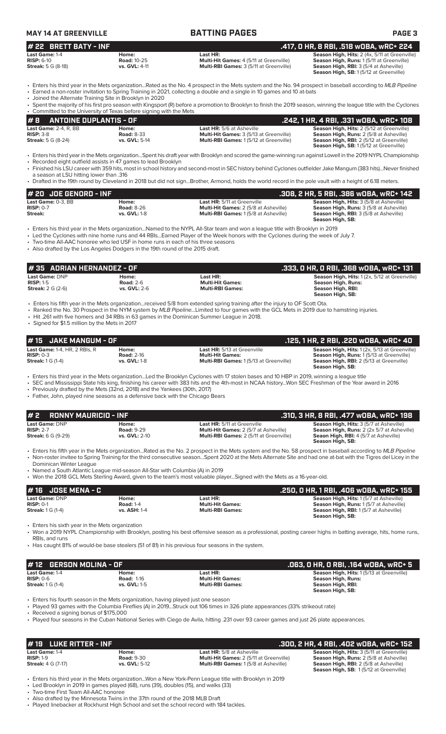## BATTING PAGES

### # 22 BRETT BATY - INF | .417, 0 HR, 8 RBI, .518 wOBA, wRC+ 224

| | | | |
|---|---|---|---|
| **Last Game:** 1-4 | **Home:** | **Last HR:** | **Season High, Hits:** 2 (4x, 5/11 at Greenville) |
| **RISP:** 6-10 | **Road:** 10-25 | **Multi-Hit Games:** 4 (5/11 at Greenville) | **Season High, Runs:** 1 (5/11 at Greenville) |
| **Streak:** 5 G (8-18) | **vs. GVL:** 4-11 | **Multi-RBI Games:** 3 (5/11 at Greenville) | **Season High, RBI:** 3 (5/4 at Asheville) |
| | | | **Season High, SB:** 1 (5/12 at Greenville) |

- Enters his third year in the Mets organization...Rated as the No. 4 prospect in the Mets system and the No. 94 prospect in baseball according to *MLB Pipeline*
- Earned a non-roster invitation to Spring Training in 2021, collecting a double and a single in 10 games and 10 at-bats
- Joined the Alternate Training Site in Brooklyn in 2020
- Spent the majority of his first pro season with Kingsport (R) before a promotion to Brooklyn to finish the 2019 season, winning the league title with the Cyclones
- Committed to the University of Texas before signing with the Mets

### # 8 ANTOINE DUPLANTIS - OF | .242, 1 HR, 4 RBI, .331 wOBA, wRC+ 108

| | | | |
|---|---|---|---|
| **Last Game:** 2-4, R, BB | **Home:** | **Last HR:** 5/6 at Asheville | **Season High, Hits:** 2 (5/12 at Greenville) |
| **RISP:** 3-8 | **Road:** 8-33 | **Multi-Hit Games:** 3 (5/13 at Greenville) | **Season High, Runs:** 2 (5/8 at Asheville) |
| **Streak:** 5 G (8-24) | **vs. GVL:** 5-14 | **Multi-RBI Games:** 1 (5/12 at Greenville) | **Season High, RBI:** 2 (5/12 at Greenville) |
| | | | **Season High, SB:** 1 (5/12 at Greenville) |

- Enters his third year in the Mets organization...Spent his draft year with Brooklyn and scored the game-winning run against Lowell in the 2019 NYPL Championship
- Recorded eight outfield assists in 47 games to lead Brooklyn
- Finished his LSU career with 359 hits, most in school history and second-most in SEC history behind Cyclones outfielder Jake Mangum (383 hits)...Never finished a season at LSU hitting lower than .316
- Drafted in the 19th round by Cleveland in 2018 but did not sign...Brother, Armond, holds the world record in the pole vault with a height of 6.18 meters.

### # 20 JOE GENORD - INF | .308, 2 HR, 5 RBI, .386 wOBA, wRC+ 142

| | | | |
|---|---|---|---|
| **Last Game:** 0-3, BB | **Home:** | **Last HR:** 5/11 at Greenville | **Season High, Hits:** 3 (5/8 at Asheville) |
| **RISP:** 0-7 | **Road:** 8-26 | **Multi-Hit Games:** 2 (5/8 at Asheville) | **Season High, Runs:** 3 (5/8 at Asheville) |
| **Streak:** | **vs. GVL:** 1-8 | **Multi-RBI Games:** 1 (5/8 at Asheville) | **Season High, RBI:** 3 (5/8 at Asheville) |
| | | | **Season High, SB:** |

- Enters his third year in the Mets organization...Named to the NYPL All-Star team and won a league title with Brooklyn in 2019
- Led the Cyclones with nine home runs and 44 RBIs...Earned Player of the Week honors with the Cyclones during the week of July 7.
- Two-time All-AAC honoree who led USF in home runs in each of his three seasons
- Also drafted by the Los Angeles Dodgers in the 19th round of the 2015 draft.

### # 35 ADRIAN HERNANDEZ - OF | .333, 0 HR, 0 RBI, .368 wOBA, wRC+ 131

| | | | |
|---|---|---|---|
| **Last Game:** DNP | **Home:** | **Last HR:** | **Season High, Hits:** 1 (2x, 5/12 at Greenville) |
| **RISP:** 1-5 | **Road:** 2-6 | **Multi-Hit Games:** | **Season High, Runs:** |
| **Streak:** 2 G (2-6) | **vs. GVL:** 2-6 | **Multi-RBI Games:** | **Season High, RBI:** |
| | | | **Season High, SB:** |

- Enters his fifth year in the Mets organization...received 5/8 from extended spring training after the injury to OF Scott Ota.
- Ranked the No. 30 Prospect in the NYM system by *MLB Pipeline*...Limited to four games with the GCL Mets in 2019 due to hamstring injuries.
- Hit .261 with five homers and 34 RBIs in 63 games in the Dominican Summer League in 2018.
- Signed for $1.5 million by the Mets in 2017

### # 15 JAKE MANGUM - OF | .125, 1 HR, 2 RBI, .220 wOBA, wRC+ 40

| | | | |
|---|---|---|---|
| **Last Game:** 1-4, HR, 2 RBIs, R | **Home:** | **Last HR:** 5/13 at Greenville | **Season High, Hits:** 1 (2x, 5/13 at Greenville) |
| **RISP:** 0-3 | **Road:** 2-16 | **Multi-Hit Games:** | **Season High, Runs:** 1 (5/13 at Greenville) |
| **Streak:** 1 G (1-4) | **vs. GVL:** 1-8 | **Multi-RBI Games:** 1 (5/13 at Greenville) | **Season High, RBI:** 2 (5/13 at Greenville) |
| | | | **Season High, SB:** |

- Enters his third year in the Mets organization...Led the Brooklyn Cyclones with 17 stolen bases and 10 HBP in 2019, winning a league title
- SEC and Mississippi State hits king, finishing his career with 383 hits and the 4th-most in NCAA history...Won SEC Freshman of the Year award in 2016
- Previously drafted by the Mets (32nd, 2018) and the Yankees (30th, 2017)
- Father, John, played nine seasons as a defensive back with the Chicago Bears

### # 2 RONNY MAURICIO - INF | .310, 3 HR, 8 RBI, .477 wOBA, wRC+ 198

| | | | |
|---|---|---|---|
| **Last Game:** DNP | **Home:** | **Last HR:** 5/11 at Greenville | **Season High, Hits:** 3 (5/7 at Asheville) |
| **RISP:** 2-7 | **Road:** 9-29 | **Multi-Hit Games:** 2 (5/7 at Asheville) | **Season High, Runs:** 2 (2x 5/7 at Asheville) |
| **Streak:** 6 G (9-29) | **vs. GVL:** 2-10 | **Multi-RBI Games:** 2 (5/11 at Greenville) | **Seaon High, RBI:** 4 (5/7 at Asheville) |
| | | | **Season High, SB:** |

- Enters his fifth year in the Mets organization...Rated as the No. 2 prospect in the Mets system and the No. 58 prospect in baseball according to *MLB Pipeline*
- Non-roster invitee to Spring Training for the third consecutive season...Spent 2020 at the Mets Alternate Site and had one at-bat with the Tigres del Licey in the Dominican Winter League
- Named a South Atlantic League mid-season All-Star with Columbia (A) in 2019
- Won the 2018 GCL Mets Sterling Award, given to the team's most valuable player...Signed with the Mets as a 16-year-old.

### # 16 JOSE MENA - C | .250, 0 HR, 1 RBI, .406 wOBA, wRC+ 155

| | | | |
|---|---|---|---|
| **Last Game:** DNP | **Home:** | **Last HR:** | **Season High, Hits:** 1 (5/7 at Asheville) |
| **RISP:** 0-1 | **Road:** 1-4 | **Multi-Hit Games:** | **Season High, Runs:** 1 (5/7 at Asheville) |
| **Streak:** 1 G (1-4) | **vs. ASH:** 1-4 | **Multi-RBI Games:** | **Season High, RBI:** 1 (5/7 at Asheville) |
| | | | **Season High, SB:** |

- Enters his sixth year in the Mets organization
- Won a 2019 NYPL Championship with Brooklyn, posting his best offensive season as a professional, posting career highs in batting average, hits, home runs, RBIs, and runs
- Has caught 81% of would-be base stealers (51 of 81) in his previous four seasons in the system.

### # 12 GERSON MOLINA - OF | .063, 0 HR, 0 RBI, .164 wOBA, wRC+ 5

| | | | |
|---|---|---|---|
| **Last Game:** 1-4 | **Home:** | **Last HR:** | **Season High, Hits:** 1 (5/13 at Greenville) |
| **RISP:** 0-6 | **Road:** 1-16 | **Multi-Hit Games:** | **Season High, Runs:** |
| **Streak:** 1 G (1-4) | **vs. GVL:** 1-5 | **Multi-RBI Games:** | **Season High, RBI:** |
| | | | **Season High, SB:** |

- Enters his fourth season in the Mets organization, having played just one season
- Played 93 games with the Columbia Fireflies (A) in 2019...Struck out 106 times in 326 plate appearances (33% strikeout rate)
- Received a signing bonus of $175,000
- Played four seasons in the Cuban National Series with Ciego de Avila, hitting .231 over 93 career games and just 26 plate appearances.

### # 19 LUKE RITTER - INF | .300, 2 HR, 4 RBI, .402 wOBA, wRC+ 152

| | | | |
|---|---|---|---|
| **Last Game:** 1-4 | **Home:** | **Last HR:** 5/8 at Asheville | **Season High, Hits:** 3 (5/11 at Greenville) |
| **RISP:** 1-9 | **Road:** 9-30 | **Multi-Hit Games:** 2 (5/11 at Greenville) | **Season High, Runs:** 2 (5/8 at Asheville) |
| **Streak:** 4 G (7-17) | **vs. GVL:** 5-12 | **Multi-RBI Games:** 1 (5/8 at Asheville) | **Season High, RBI:** 2 (5/8 at Asheville) |
| | | | **Season High, SB:** 1 (5/12 at Greenville) |

- Enters his third year in the Mets organization...Won a New York-Penn League title with Brooklyn in 2019
- Led Brooklyn in 2019 in games played (68), runs (39), doubles (15), and walks (33)
- Two-time First Team All-AAC honoree
- Also drafted by the Minnesota Twins in the 37th round of the 2018 MLB Draft
- Played linebacker at Rockhurst High School and set the school record with 184 tackles.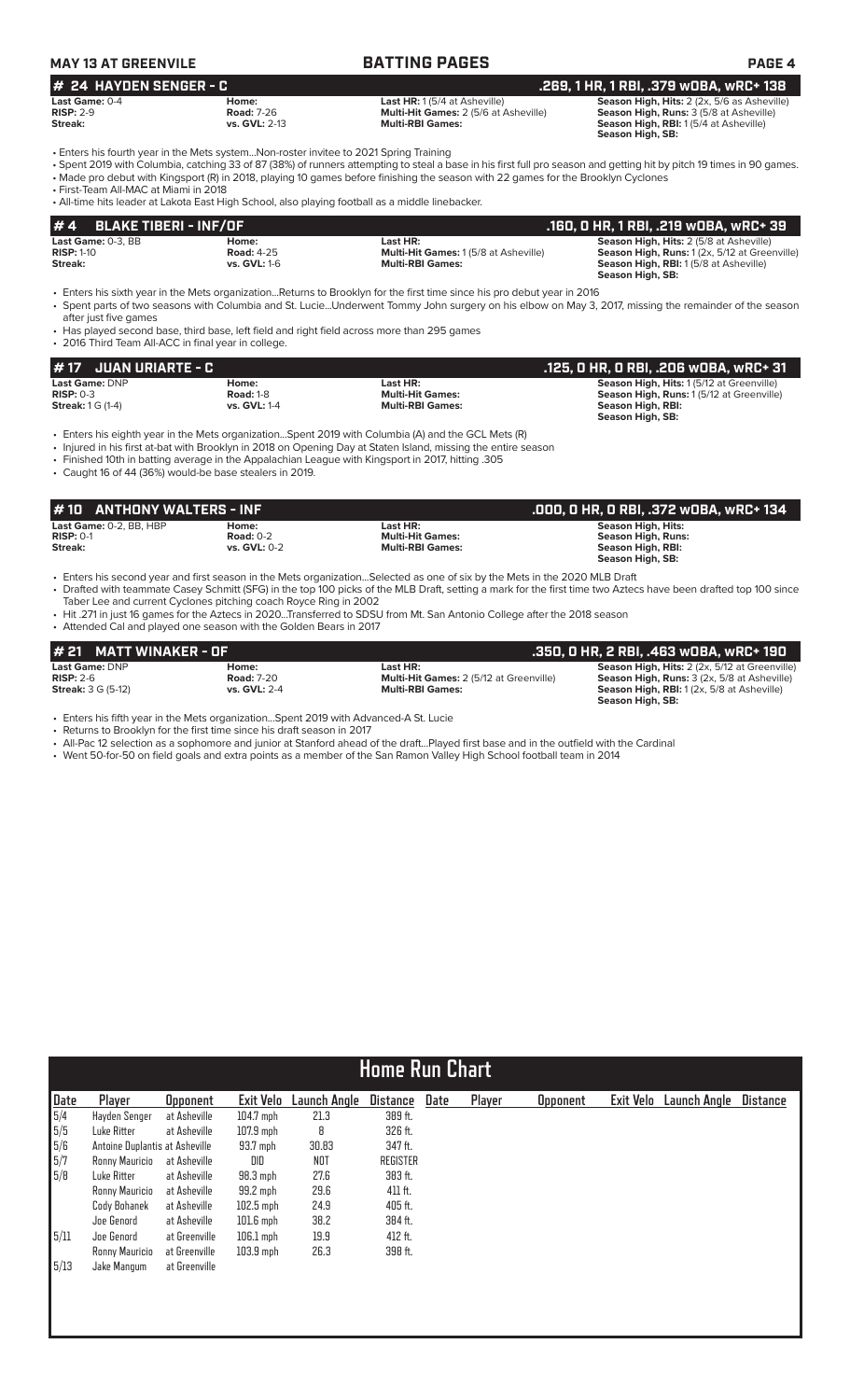**MAY 13 AT GREENVILLE** | **BATTING PAGES**

## # 24 HAYDEN SENGER - C — .269, 1 HR, 1 RBI, .379 wOBA, wRC+ 138

**Last Game:** 0-4
**RISP:** 2-9
**Streak:**
**Home:**
**Road:** 7-26
**vs. GVL:** 2-13
**Last HR:** 1 (5/4 at Asheville)
**Multi-Hit Games:** 2 (5/6 at Asheville)
**Multi-RBI Games:**
**Season High, Hits:** 2 (2x, 5/6 as Asheville)
**Season High, Runs:** 3 (5/8 at Asheville)
**Season High, RBI:** 1 (5/4 at Asheville)
**Season High, SB:**

- Enters his fourth year in the Mets system...Non-roster invitee to 2021 Spring Training
- Spent 2019 with Columbia, catching 33 of 87 (38%) of runners attempting to steal a base in his first full pro season and getting hit by pitch 19 times in 90 games.
- Made pro debut with Kingsport (R) in 2018, playing 10 games before finishing the season with 22 games for the Brooklyn Cyclones
- First-Team All-MAC at Miami in 2018
- All-time hits leader at Lakota East High School, also playing football as a middle linebacker.

## # 4 BLAKE TIBERI - INF/OF — .160, 0 HR, 1 RBI, .219 wOBA, wRC+ 39

**Last Game:** 0-3, BB
**RISP:** 1-10
**Streak:**
**Home:**
**Road:** 4-25
**vs. GVL:** 1-6
**Last HR:**
**Multi-Hit Games:** 1 (5/8 at Asheville)
**Multi-RBI Games:**
**Season High, Hits:** 2 (5/8 at Asheville)
**Season High, Runs:** 1 (2x, 5/12 at Greenville)
**Season High, RBI:** 1 (5/8 at Asheville)
**Season High, SB:**

- Enters his sixth year in the Mets organization...Returns to Brooklyn for the first time since his pro debut year in 2016
- Spent parts of two seasons with Columbia and St. Lucie...Underwent Tommy John surgery on his elbow on May 3, 2017, missing the remainder of the season after just five games
- Has played second base, third base, left field and right field across more than 295 games
- 2016 Third Team All-ACC in final year in college.

## # 17 JUAN URIARTE - C — .125, 0 HR, 0 RBI, .206 wOBA, wRC+ 31

**Last Game:** DNP
**RISP:** 0-3
**Streak:** 1 G (1-4)
**Home:**
**Road:** 1-8
**vs. GVL:** 1-4
**Last HR:**
**Multi-Hit Games:**
**Multi-RBI Games:**
**Season High, Hits:** 1 (5/12 at Greenville)
**Season High, Runs:** 1 (5/12 at Greenville)
**Season High, RBI:**
**Season High, SB:**

- Enters his eighth year in the Mets organization...Spent 2019 with Columbia (A) and the GCL Mets (R)
- Injured in his first at-bat with Brooklyn in 2018 on Opening Day at Staten Island, missing the entire season
- Finished 10th in batting average in the Appalachian League with Kingsport in 2017, hitting .305
- Caught 16 of 44 (36%) would-be base stealers in 2019.

## # 10 ANTHONY WALTERS - INF — .000, 0 HR, 0 RBI, .372 wOBA, wRC+ 134

**Last Game:** 0-2, BB, HBP
**RISP:** 0-1
**Streak:**
**Home:**
**Road:** 0-2
**vs. GVL:** 0-2
**Last HR:**
**Multi-Hit Games:**
**Multi-RBI Games:**
**Season High, Hits:**
**Season High, Runs:**
**Season High, RBI:**
**Season High, SB:**

- Enters his second year and first season in the Mets organization...Selected as one of six by the Mets in the 2020 MLB Draft
- Drafted with teammate Casey Schmitt (SFG) in the top 100 picks of the MLB Draft, setting a mark for the first time two Aztecs have been drafted top 100 since Taber Lee and current Cyclones pitching coach Royce Ring in 2002
- Hit .271 in just 16 games for the Aztecs in 2020...Transferred to SDSU from Mt. San Antonio College after the 2018 season
- Attended Cal and played one season with the Golden Bears in 2017

## # 21 MATT WINAKER - OF — .350, 0 HR, 2 RBI, .463 wOBA, wRC+ 190

**Last Game:** DNP
**RISP:** 2-6
**Streak:** 3 G (5-12)
**Home:**
**Road:** 7-20
**vs. GVL:** 2-4
**Last HR:**
**Multi-Hit Games:** 2 (5/12 at Greenville)
**Multi-RBI Games:**
**Season High, Hits:** 2 (2x, 5/12 at Greenville)
**Season High, Runs:** 3 (2x, 5/8 at Asheville)
**Season High, RBI:** 1 (2x, 5/8 at Asheville)
**Season High, SB:**

- Enters his fifth year in the Mets organization...Spent 2019 with Advanced-A St. Lucie
- Returns to Brooklyn for the first time since his draft season in 2017
- All-Pac 12 selection as a sophomore and junior at Stanford ahead of the draft...Played first base and in the outfield with the Cardinal
- Went 50-for-50 on field goals and extra points as a member of the San Ramon Valley High School football team in 2014

## Home Run Chart

| Date | Player | Opponent | Exit Velo | Launch Angle | Distance | Date | Player | Opponent | Exit Velo | Launch Angle | Distance |
|---|---|---|---|---|---|---|---|---|---|---|---|
| 5/4 | Hayden Senger | at Asheville | 104.7 mph | 21.3 | 389 ft. | | | | | | |
| 5/5 | Luke Ritter | at Asheville | 107.9 mph | 8 | 326 ft. | | | | | | |
| 5/6 | Antoine Duplantis | at Asheville | 93.7 mph | 30.83 | 347 ft. | | | | | | |
| 5/7 | Ronny Mauricio | at Asheville | DID | NOT | REGISTER | | | | | | |
| 5/8 | Luke Ritter | at Asheville | 98.3 mph | 27.6 | 383 ft. | | | | | | |
| | Ronny Mauricio | at Asheville | 99.2 mph | 29.6 | 411 ft. | | | | | | |
| | Cody Bohanek | at Asheville | 102.5 mph | 24.9 | 405 ft. | | | | | | |
| | Joe Genord | at Asheville | 101.6 mph | 38.2 | 384 ft. | | | | | | |
| 5/11 | Joe Genord | at Greenville | 106.1 mph | 19.9 | 412 ft. | | | | | | |
| | Ronny Mauricio | at Greenville | 103.9 mph | 26.3 | 398 ft. | | | | | | |
| 5/13 | Jake Mangum | at Greenville | | | | | | | | | |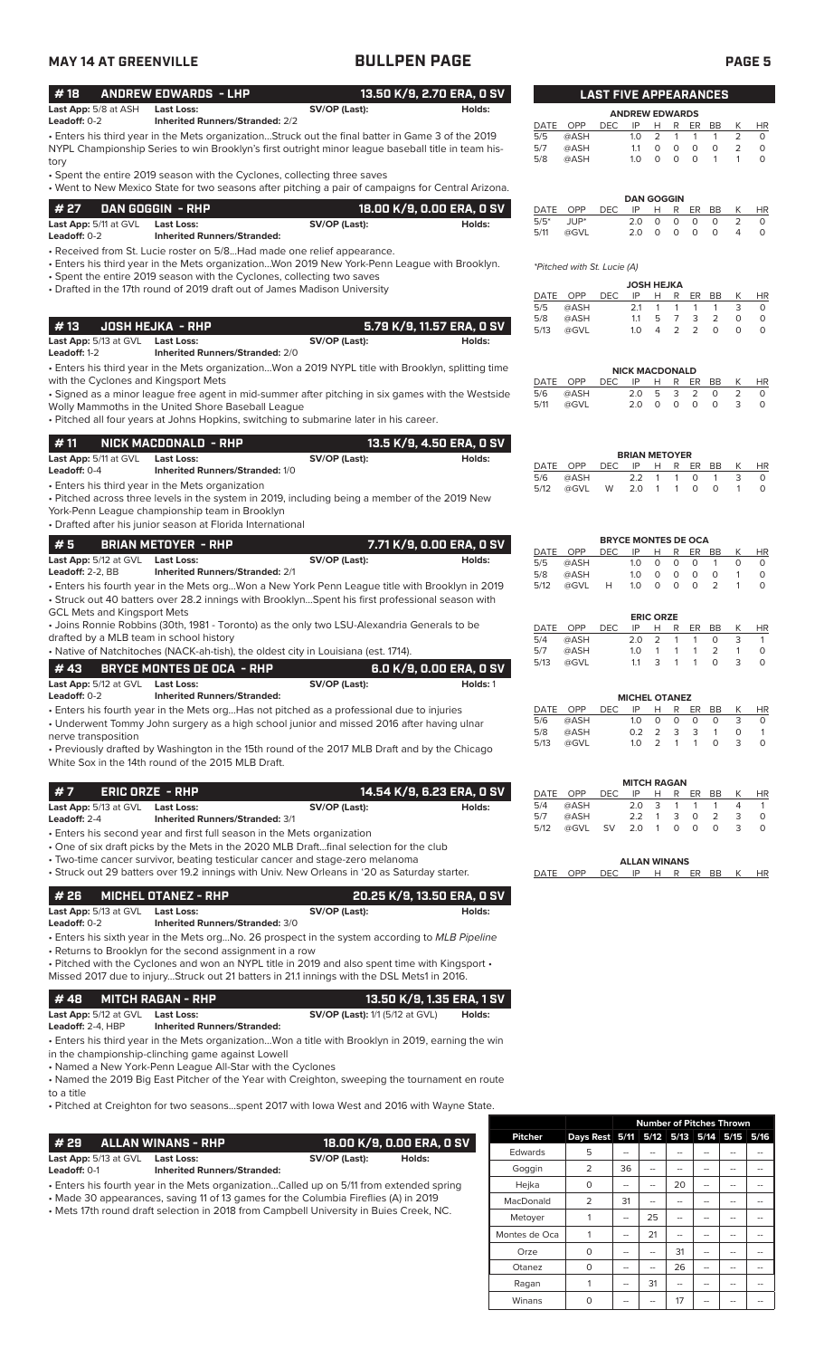MAY 14 AT GREENVILLE

# BULLPEN PAGE

## #18 ANDREW EDWARDS - LHP — 13.50 K/9, 2.70 ERA, 0 SV

**Last App:** 5/8 at ASH **Last Loss:** **SV/OP (Last):** **Holds:**
**Leadoff:** 0-2 **Inherited Runners/Stranded:** 2/2

• Enters his third year in the Mets organization...Struck out the final batter in Game 3 of the 2019 NYPL Championship Series to win Brooklyn's first outright minor league baseball title in team history

• Spent the entire 2019 season with the Cyclones, collecting three saves

• Went to New Mexico State for two seasons after pitching a pair of campaigns for Central Arizona.

## #27 DAN GOGGIN - RHP — 18.00 K/9, 0.00 ERA, 0 SV

**Last App:** 5/11 at GVL **Last Loss:** **SV/OP (Last):** **Holds:**
**Leadoff:** 0-2 **Inherited Runners/Stranded:**

• Received from St. Lucie roster on 5/8...Had made one relief appearance.

• Enters his third year in the Mets organization...Won 2019 New York-Penn League with Brooklyn.

• Spent the entire 2019 season with the Cyclones, collecting two saves

• Drafted in the 17th round of 2019 draft out of James Madison University

## #13 JOSH HEJKA - RHP — 5.79 K/9, 11.57 ERA, 0 SV

**Last App:** 5/13 at GVL **Last Loss:** **SV/OP (Last):** **Holds:**
**Leadoff:** 1-2 **Inherited Runners/Stranded:** 2/0

• Enters his third year in the Mets organization...Won a 2019 NYPL title with Brooklyn, splitting time with the Cyclones and Kingsport Mets

• Signed as a minor league free agent in mid-summer after pitching in six games with the Westside Wolly Mammoths in the United Shore Baseball League

• Pitched all four years at Johns Hopkins, switching to submarine later in his career.

## #11 NICK MACDONALD - RHP — 13.5 K/9, 4.50 ERA, 0 SV

**Last App:** 5/11 at GVL **Last Loss:** **SV/OP (Last):** **Holds:**
**Leadoff:** 0-4 **Inherited Runners/Stranded:** 1/0

• Enters his third year in the Mets organization

• Pitched across three levels in the system in 2019, including being a member of the 2019 New York-Penn League championship team in Brooklyn

• Drafted after his junior season at Florida International

## #5 BRIAN METOYER - RHP — 7.71 K/9, 0.00 ERA, 0 SV

**Last App:** 5/12 at GVL **Last Loss:** **SV/OP (Last):** **Holds:**
**Leadoff:** 2-2, BB **Inherited Runners/Stranded:** 2/1

• Enters his fourth year in the Mets org...Won a New York Penn League title with Brooklyn in 2019

• Struck out 40 batters over 28.2 innings with Brooklyn...Spent his first professional season with GCL Mets and Kingsport Mets

• Joins Ronnie Robbins (30th, 1981 - Toronto) as the only two LSU-Alexandria Generals to be drafted by a MLB team in school history

• Native of Natchitoches (NACK-ah-tish), the oldest city in Louisiana (est. 1714).

## #43 BRYCE MONTES DE OCA - RHP — 6.0 K/9, 0.00 ERA, 0 SV

**Last App:** 5/12 at GVL **Last Loss:** **SV/OP (Last):** **Holds:** 1
**Leadoff:** 0-2 **Inherited Runners/Stranded:**

• Enters his fourth year in the Mets org...Has not pitched as a professional due to injuries

• Underwent Tommy John surgery as a high school junior and missed 2016 after having ulnar nerve transposition

• Previously drafted by Washington in the 15th round of the 2017 MLB Draft and by the Chicago White Sox in the 14th round of the 2015 MLB Draft.

## #7 ERIC ORZE - RHP — 14.54 K/9, 6.23 ERA, 0 SV

**Last App:** 5/13 at GVL **Last Loss:** **SV/OP (Last):** **Holds:**
**Leadoff:** 2-4 **Inherited Runners/Stranded:** 3/1

• Enters his second year and first full season in the Mets organization

• One of six draft picks by the Mets in the 2020 MLB Draft...final selection for the club

• Two-time cancer survivor, beating testicular cancer and stage-zero melanoma

• Struck out 29 batters over 19.2 innings with Univ. New Orleans in '20 as Saturday starter.

## #26 MICHEL OTANEZ - RHP — 20.25 K/9, 13.50 ERA, 0 SV

**Last App:** 5/13 at GVL **Last Loss:** **SV/OP (Last):** **Holds:**
**Leadoff:** 0-2 **Inherited Runners/Stranded:** 3/0

• Enters his sixth year in the Mets org...No. 26 prospect in the system according to *MLB Pipeline*

• Returns to Brooklyn for the second assignment in a row

• Pitched with the Cyclones and won an NYPL title in 2019 and also spent time with Kingsport • Missed 2017 due to injury...Struck out 21 batters in 21.1 innings with the DSL Mets1 in 2016.

## #48 MITCH RAGAN - RHP — 13.50 K/9, 1.35 ERA, 1 SV

**Last App:** 5/12 at GVL **Last Loss:** **SV/OP (Last):** 1/1 (5/12 at GVL) **Holds:**
**Leadoff:** 2-4, HBP **Inherited Runners/Stranded:**

• Enters his third year in the Mets organization...Won a title with Brooklyn in 2019, earning the win in the championship-clinching game against Lowell

• Named a New York-Penn League All-Star with the Cyclones

• Named the 2019 Big East Pitcher of the Year with Creighton, sweeping the tournament en route to a title

• Pitched at Creighton for two seasons...spent 2017 with Iowa West and 2016 with Wayne State.

## #29 ALLAN WINANS - RHP — 18.00 K/9, 0.00 ERA, 0 SV

**Last App:** 5/13 at GVL **Last Loss:** **SV/OP (Last):** **Holds:**
**Leadoff:** 0-1 **Inherited Runners/Stranded:**

• Enters his fourth year in the Mets organization...Called up on 5/11 from extended spring

• Made 30 appearances, saving 11 of 13 games for the Columbia Fireflies (A) in 2019

• Mets 17th round draft selection in 2018 from Campbell University in Buies Creek, NC.

## LAST FIVE APPEARANCES

**ANDREW EDWARDS**

| DATE | OPP | DEC | IP | H | R | ER | BB | K | HR |
|---|---|---|---|---|---|---|---|---|---|
| 5/5 | @ASH | | 1.0 | 2 | 1 | 1 | 1 | 2 | 0 |
| 5/7 | @ASH | | 1.1 | 0 | 0 | 0 | 0 | 2 | 0 |
| 5/8 | @ASH | | 1.0 | 0 | 0 | 0 | 1 | 1 | 0 |

**DAN GOGGIN**

| DATE | OPP | DEC | IP | H | R | ER | BB | K | HR |
|---|---|---|---|---|---|---|---|---|---|
| 5/5* | JUP* | | 2.0 | 0 | 0 | 0 | 0 | 2 | 0 |
| 5/11 | @GVL | | 2.0 | 0 | 0 | 0 | 0 | 4 | 0 |

*Pitched with St. Lucie (A)*

**JOSH HEJKA**

| DATE | OPP | DEC | IP | H | R | ER | BB | K | HR |
|---|---|---|---|---|---|---|---|---|---|
| 5/5 | @ASH | | 2.1 | 1 | 1 | 1 | 1 | 3 | 0 |
| 5/8 | @ASH | | 1.1 | 5 | 7 | 3 | 2 | 0 | 0 |
| 5/13 | @GVL | | 1.0 | 4 | 2 | 2 | 0 | 0 | 0 |

**NICK MACDONALD**

| DATE | OPP | DEC | IP | H | R | ER | BB | K | HR |
|---|---|---|---|---|---|---|---|---|---|
| 5/6 | @ASH | | 2.0 | 5 | 3 | 2 | 0 | 2 | 0 |
| 5/11 | @GVL | | 2.0 | 0 | 0 | 0 | 0 | 3 | 0 |

**BRIAN METOYER**

| DATE | OPP | DEC | IP | H | R | ER | BB | K | HR |
|---|---|---|---|---|---|---|---|---|---|
| 5/6 | @ASH | | 2.2 | 1 | 1 | 0 | 1 | 3 | 0 |
| 5/12 | @GVL | W | 2.0 | 1 | 1 | 0 | 0 | 1 | 0 |

**BRYCE MONTES DE OCA**

| DATE | OPP | DEC | IP | H | R | ER | BB | K | HR |
|---|---|---|---|---|---|---|---|---|---|
| 5/5 | @ASH | | 1.0 | 0 | 0 | 0 | 1 | 0 | 0 |
| 5/8 | @ASH | | 1.0 | 0 | 0 | 0 | 0 | 1 | 0 |
| 5/12 | @GVL | H | 1.0 | 0 | 0 | 0 | 2 | 1 | 0 |

**ERIC ORZE**

| DATE | OPP | DEC | IP | H | R | ER | BB | K | HR |
|---|---|---|---|---|---|---|---|---|---|
| 5/4 | @ASH | | 2.0 | 2 | 1 | 1 | 0 | 3 | 1 |
| 5/7 | @ASH | | 1.0 | 1 | 1 | 1 | 2 | 1 | 0 |
| 5/13 | @GVL | | 1.1 | 3 | 1 | 1 | 0 | 3 | 0 |

**MICHEL OTANEZ**

| DATE | OPP | DEC | IP | H | R | ER | BB | K | HR |
|---|---|---|---|---|---|---|---|---|---|
| 5/6 | @ASH | | 1.0 | 0 | 0 | 0 | 0 | 3 | 0 |
| 5/8 | @ASH | | 0.2 | 2 | 3 | 3 | 1 | 0 | 1 |
| 5/13 | @GVL | | 1.0 | 2 | 1 | 1 | 0 | 3 | 0 |

**MITCH RAGAN**

| DATE | OPP | DEC | IP | H | R | ER | BB | K | HR |
|---|---|---|---|---|---|---|---|---|---|
| 5/4 | @ASH | | 2.0 | 3 | 1 | 1 | 1 | 4 | 1 |
| 5/7 | @ASH | | 2.2 | 1 | 3 | 0 | 2 | 3 | 0 |
| 5/12 | @GVL | SV | 2.0 | 1 | 0 | 0 | 0 | 3 | 0 |

**ALLAN WINANS**

| DATE | OPP | DEC | IP | H | R | ER | BB | K | HR |
|---|---|---|---|---|---|---|---|---|---|

## Number of Pitches Thrown

| Pitcher | Days Rest | 5/11 | 5/12 | 5/13 | 5/14 | 5/15 | 5/16 |
|---|---|---|---|---|---|---|---|
| Edwards | 5 | -- | -- | -- | -- | -- | -- |
| Goggin | 2 | 36 | -- | -- | -- | -- | -- |
| Hejka | 0 | -- | -- | 20 | -- | -- | -- |
| MacDonald | 2 | 31 | -- | -- | -- | -- | -- |
| Metoyer | 1 | -- | 25 | -- | -- | -- | -- |
| Montes de Oca | 1 | -- | 21 | -- | -- | -- | -- |
| Orze | 0 | -- | -- | 31 | -- | -- | -- |
| Otanez | 0 | -- | -- | 26 | -- | -- | -- |
| Ragan | 1 | -- | 31 | -- | -- | -- | -- |
| Winans | 0 | -- | -- | 17 | -- | -- | -- |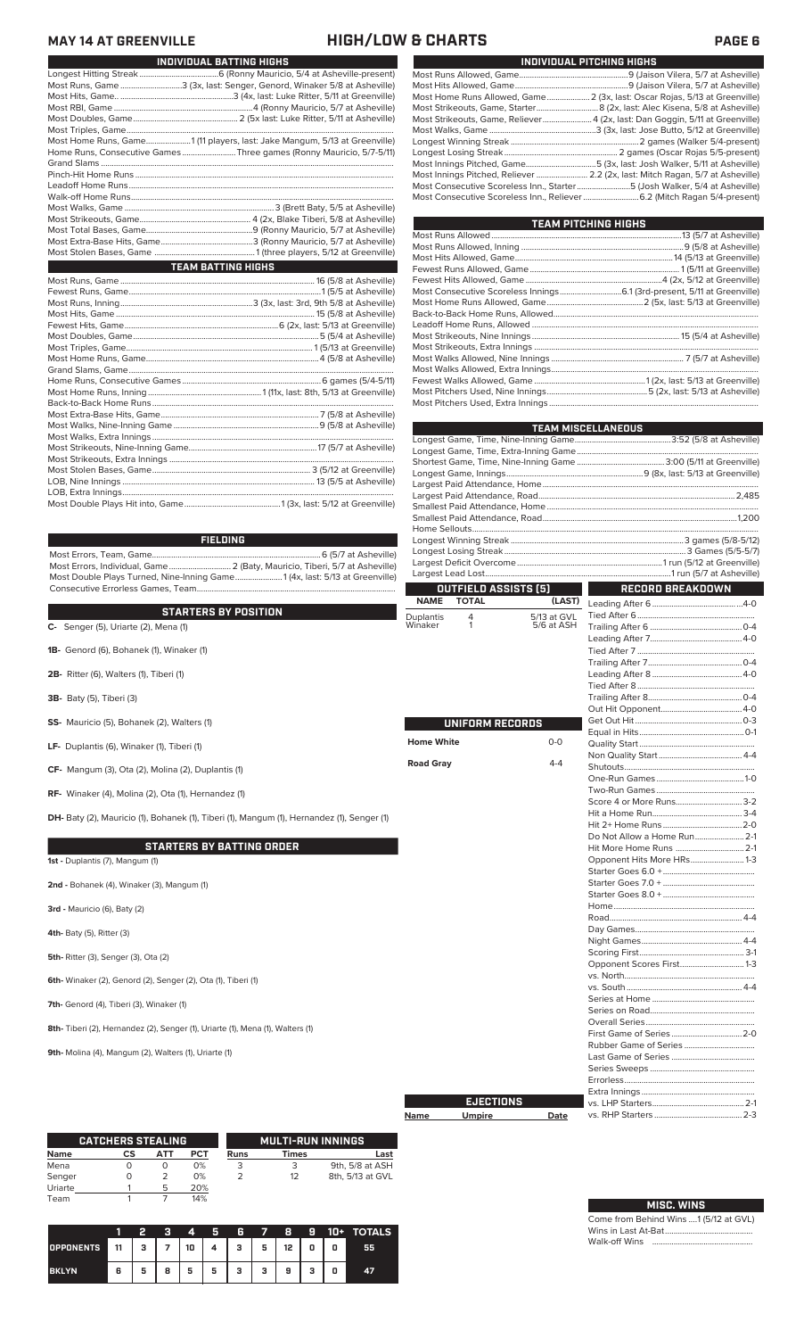# MAY 14 AT GREENVILLE — HIGH/LOW & CHARTS

## INDIVIDUAL BATTING HIGHS

| | |
|---|---|
| Longest Hitting Streak | 6 (Ronny Mauricio, 5/4 at Asheville-present) |
| Most Runs, Game | 3 (3x, last: Senger, Genord, Winaker 5/8 at Asheville) |
| Most Hits, Game. | 3 (4x, last: Luke Ritter, 5/11 at Greenville) |
| Most RBI, Game | 4 (Ronny Mauricio, 5/7 at Asheville) |
| Most Doubles, Game | 2 (5x last: Luke Ritter, 5/11 at Greenville) |
| Most Triples, Game | |
| Most Home Runs, Game | 1 (11 players, last: Jake Mangum, 5/13 at Greenville) |
| Home Runs, Consecutive Games | Three games (Ronny Mauricio, 5/7-5/11) |
| Grand Slams | |
| Pinch-Hit Home Runs | |
| Leadoff Home Runs | |
| Walk-off Home Runs | |
| Most Walks, Game | 3 (Brett Baty, 5/5 at Asheville) |
| Most Strikeouts, Game | 4 (2x, Blake Tiberi, 5/8 at Asheville) |
| Most Total Bases, Game | 9 (Ronny Mauricio, 5/7 at Asheville) |
| Most Extra-Base Hits, Game | 3 (Ronny Mauricio, 5/7 at Asheville) |
| Most Stolen Bases, Game | 1 (three players, 5/12 at Greenville) |

## TEAM BATTING HIGHS

| | |
|---|---|
| Most Runs, Game | 16 (5/8 at Asheville) |
| Fewest Runs, Game | 1 (5/5 at Asheville) |
| Most Runs, Inning | 3 (3x, last: 3rd, 9th 5/8 at Asheville) |
| Most Hits, Game | 15 (5/8 at Asheville) |
| Fewest Hits, Game | 6 (2x, last: 5/13 at Greenville) |
| Most Doubles, Game | 5 (5/4 at Asheville) |
| Most Triples, Game | 1 (5/13 at Greenville) |
| Most Home Runs, Game | 4 (5/8 at Asheville) |
| Grand Slams, Game | |
| Home Runs, Consecutive Games | 6 games (5/4-5/11) |
| Most Home Runs, Inning | 1 (11x, last: 8th, 5/13 at Greenville) |
| Back-to-Back Home Runs | |
| Most Extra-Base Hits, Game | 7 (5/8 at Asheville) |
| Most Walks, Nine-Inning Game | 9 (5/8 at Asheville) |
| Most Walks, Extra Innings | |
| Most Strikeouts, Nine-Inning Game | 17 (5/7 at Asheville) |
| Most Strikeouts, Extra Innings | |
| Most Stolen Bases, Game | 3 (5/12 at Greenville) |
| LOB, Nine Innings | 13 (5/5 at Asheville) |
| LOB, Extra Innings | |
| Most Double Plays Hit into, Game | 1 (3x, last: 5/12 at Greenville) |

## FIELDING

| | |
|---|---|
| Most Errors, Team, Game | 6 (5/7 at Asheville) |
| Most Errors, Individual, Game | 2 (Baty, Mauricio, Tiberi, 5/7 at Asheville) |
| Most Double Plays Turned, Nine-Inning Game | 1 (4x, last: 5/13 at Greenville) |
| Consecutive Errorless Games, Team | |

## STARTERS BY POSITION

**C-** Senger (5), Uriarte (2), Mena (1)

**1B-** Genord (6), Bohanek (1), Winaker (1)

**2B-** Ritter (6), Walters (1), Tiberi (1)

**3B-** Baty (5), Tiberi (3)

**SS-** Mauricio (5), Bohanek (2), Walters (1)

**LF-** Duplantis (6), Winaker (1), Tiberi (1)

**CF-** Mangum (3), Ota (2), Molina (2), Duplantis (1)

**RF-** Winaker (4), Molina (2), Ota (1), Hernandez (1)

**DH-** Baty (2), Mauricio (1), Bohanek (1), Tiberi (1), Mangum (1), Hernandez (1), Senger (1)

## STARTERS BY BATTING ORDER

**1st -** Duplantis (7), Mangum (1)

**2nd -** Bohanek (4), Winaker (3), Mangum (1)

**3rd -** Mauricio (6), Baty (2)

**4th-** Baty (5), Ritter (3)

**5th-** Ritter (3), Senger (3), Ota (2)

**6th-** Winaker (2), Genord (2), Senger (2), Ota (1), Tiberi (1)

**7th-** Genord (4), Tiberi (3), Winaker (1)

**8th-** Tiberi (2), Hernandez (2), Senger (1), Uriarte (1), Mena (1), Walters (1)

**9th-** Molina (4), Mangum (2), Walters (1), Uriarte (1)

## CATCHERS STEALING

| Name | CS | ATT | PCT |
|---|---|---|---|
| Mena | 0 | 0 | 0% |
| Senger | 0 | 2 | 0% |
| Uriarte | 1 | 5 | 20% |
| Team | 1 | 7 | 14% |

## MULTI-RUN INNINGS

| Runs | Times | Last |
|---|---|---|
| 3 | 3 | 9th, 5/8 at ASH |
| 2 | 12 | 8th, 5/13 at GVL |

| | 1 | 2 | 3 | 4 | 5 | 6 | 7 | 8 | 9 | 10+ | TOTALS |
|---|---|---|---|---|---|---|---|---|---|---|---|
| OPPONENTS | 11 | 3 | 7 | 10 | 4 | 3 | 5 | 12 | 0 | 0 | 55 |
| BKLYN | 6 | 5 | 8 | 5 | 5 | 3 | 3 | 9 | 3 | 0 | 47 |

## INDIVIDUAL PITCHING HIGHS

| | |
|---|---|
| Most Runs Allowed, Game | 9 (Jaison Vilera, 5/7 at Asheville) |
| Most Hits Allowed, Game | 9 (Jaison Vilera, 5/7 at Asheville) |
| Most Home Runs Allowed, Game | 2 (3x, last: Oscar Rojas, 5/13 at Greenville) |
| Most Strikeouts, Game, Starter | 8 (2x, last: Alec Kisena, 5/8 at Asheville) |
| Most Strikeouts, Game, Reliever | 4 (2x, last: Dan Goggin, 5/11 at Greenville) |
| Most Walks, Game | 3 (3x, last: Jose Butto, 5/12 at Greenville) |
| Longest Winning Streak | 2 games (Walker 5/4-present) |
| Longest Losing Streak | 2 games (Oscar Rojas 5/5-present) |
| Most Innings Pitched, Game | 5 (3x, last: Josh Walker, 5/11 at Greenville) |
| Most Innings Pitched, Reliever | 2.2 (2x, last: Mitch Ragan, 5/7 at Asheville) |
| Most Consecutive Scoreless Inn., Starter | 5 (Josh Walker, 5/4 at Asheville) |
| Most Consecutive Scoreless Inn., Reliever | 6.2 (Mitch Ragan 5/4-present) |

## TEAM PITCHING HIGHS

| | |
|---|---|
| Most Runs Allowed | 13 (5/7 at Asheville) |
| Most Runs Allowed, Inning | 9 (5/8 at Asheville) |
| Most Hits Allowed, Game | 14 (5/13 at Greenville) |
| Fewest Runs Allowed, Game | 1 (5/11 at Greenville) |
| Fewest Hits Allowed, Game | 4 (2x, 5/12 at Greenville) |
| Most Consecutive Scoreless Innings | 6.1 (3rd-present, 5/11 at Greenville) |
| Most Home Runs Allowed, Game | 2 (5x, last: 5/13 at Greenville) |
| Back-to-Back Home Runs, Allowed | |
| Leadoff Home Runs, Allowed | |
| Most Strikeouts, Nine Innings | 15 (5/4 at Asheville) |
| Most Strikeouts, Extra Innings | |
| Most Walks Allowed, Nine Innings | 7 (5/7 at Asheville) |
| Most Walks Allowed, Extra Innings | |
| Fewest Walks Allowed, Game | 1 (2x, last: 5/13 at Greenville) |
| Most Pitchers Used, Nine Innings | 5 (2x, last: 5/13 at Asheville) |
| Most Pitchers Used, Extra Innings | |

## TEAM MISCELLANEOUS

| | |
|---|---|
| Longest Game, Time, Nine-Inning Game | 3:52 (5/8 at Asheville) |
| Longest Game, Time, Extra-Inning Game | |
| Shortest Game, Time, Nine-Inning Game | 3:00 (5/11 at Greenville) |
| Longest Game, Innings | 9 (8x, last: 5/13 at Greenville) |
| Largest Paid Attendance, Home | |
| Largest Paid Attendance, Road | 2,485 |
| Smallest Paid Attendance, Home | |
| Smallest Paid Attendance, Road | 1,200 |
| Home Sellouts | |
| Longest Winning Streak | 3 games (5/8-5/12) |
| Longest Losing Streak | 3 Games (5/5-5/7) |
| Largest Deficit Overcome | 1 run (5/12 at Greenville) |
| Largest Lead Lost | 1 run (5/7 at Asheville) |

## OUTFIELD ASSISTS (5)

| NAME | TOTAL | (LAST) |
|---|---|---|
| Duplantis | 4 | 5/13 at GVL |
| Winaker | 1 | 5/6 at ASH |

## UNIFORM RECORDS

| | |
|---|---|
| Home White | 0-0 |
| Road Gray | 4-4 |

## EJECTIONS

| Name | Umpire | Date |
|---|---|---|

## RECORD BREAKDOWN

| | |
|---|---|
| Leading After 6 | 4-0 |
| Tied After 6 | |
| Trailing After 6 | 0-4 |
| Leading After 7 | 4-0 |
| Tied After 7 | |
| Trailing After 7 | 0-4 |
| Leading After 8 | 4-0 |
| Tied After 8 | |
| Trailing After 8 | 0-4 |
| Out Hit Opponent | 4-0 |
| Get Out Hit | 0-3 |
| Equal in Hits | 0-1 |
| Quality Start | |
| Non Quality Start | 4-4 |
| Shutouts | |
| One-Run Games | 1-0 |
| Two-Run Games | |
| Score 4 or More Runs | 3-2 |
| Hit a Home Run | 3-4 |
| Hit 2+ Home Runs | 2-0 |
| Do Not Allow a Home Run | 2-1 |
| Hit More Home Runs | 2-1 |
| Opponent Hits More HRs | 1-3 |
| Starter Goes 6.0 + | |
| Starter Goes 7.0 + | |
| Starter Goes 8.0 + | |
| Home | |
| Road | 4-4 |
| Day Games | |
| Night Games | 4-4 |
| Scoring First | 3-1 |
| Opponent Scores First | 1-3 |
| vs. North | |
| vs. South | 4-4 |
| Series at Home | |
| Series on Road | |
| Overall Series | |
| First Game of Series | 2-0 |
| Rubber Game of Series | |
| Last Game of Series | |
| Series Sweeps | |
| Errorless | |
| Extra Innings | |
| vs. LHP Starters | 2-1 |
| vs. RHP Starters | 2-3 |

## MISC. WINS

| | |
|---|---|
| Come from Behind Wins | 1 (5/12 at GVL) |
| Wins in Last At-Bat | |
| Walk-off Wins | |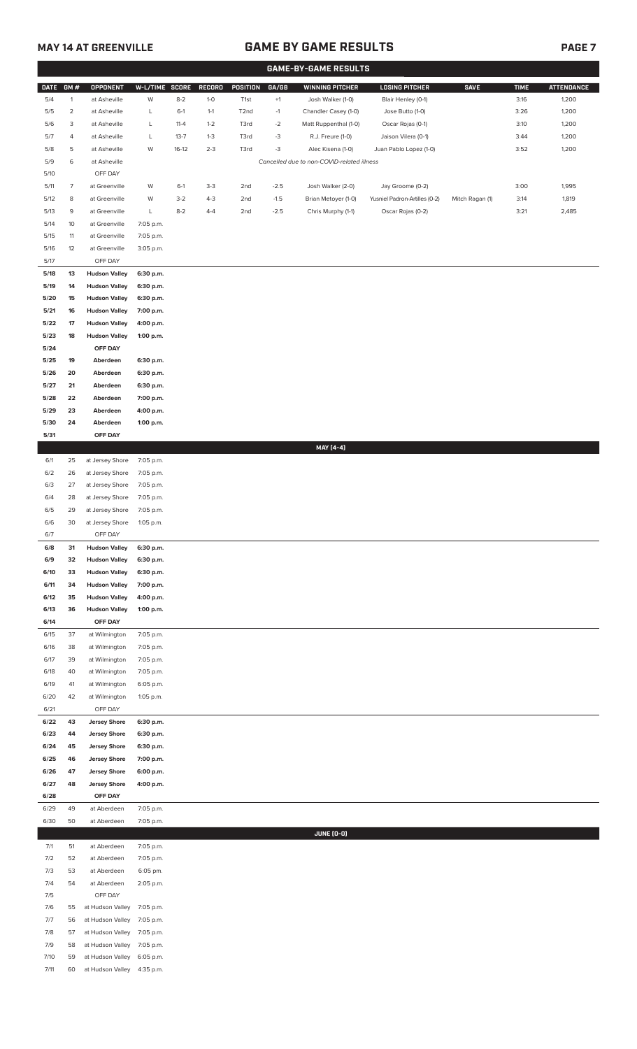## MAY 14 AT GREENVILLE

## GAME BY GAME RESULTS

### GAME-BY-GAME RESULTS

| DATE | GM # | OPPONENT | W-L/TIME | SCORE | RECORD | POSITION | GA/GB | WINNING PITCHER | LOSING PITCHER | SAVE | TIME | ATTENDANCE |
|---|---|---|---|---|---|---|---|---|---|---|---|---|
| 5/4 | 1 | at Asheville | W | 8-2 | 1-0 | T1st | +1 | Josh Walker (1-0) | Blair Henley (0-1) | | 3:16 | 1,200 |
| 5/5 | 2 | at Asheville | L | 6-1 | 1-1 | T2nd | -1 | Chandler Casey (1-0) | Jose Butto (1-0) | | 3:26 | 1,200 |
| 5/6 | 3 | at Asheville | L | 11-4 | 1-2 | T3rd | -2 | Matt Ruppenthal (1-0) | Oscar Rojas (0-1) | | 3:10 | 1,200 |
| 5/7 | 4 | at Asheville | L | 13-7 | 1-3 | T3rd | -3 | R.J. Freure (1-0) | Jaison Vilera (0-1) | | 3:44 | 1,200 |
| 5/8 | 5 | at Asheville | W | 16-12 | 2-3 | T3rd | -3 | Alec Kisena (1-0) | Juan Pablo Lopez (1-0) | | 3:52 | 1,200 |
| 5/9 | 6 | at Asheville | | | | | | *Cancelled due to non-COVID-related illness* | | | | |
| 5/10 | | OFF DAY | | | | | | | | | | |
| 5/11 | 7 | at Greenville | W | 6-1 | 3-3 | 2nd | -2.5 | Josh Walker (2-0) | Jay Groome (0-2) | | 3:00 | 1,995 |
| 5/12 | 8 | at Greenville | W | 3-2 | 4-3 | 2nd | -1.5 | Brian Metoyer (1-0) | Yusniel Padron-Artilles (0-2) | Mitch Ragan (1) | 3:14 | 1,819 |
| 5/13 | 9 | at Greenville | L | 8-2 | 4-4 | 2nd | -2.5 | Chris Murphy (1-1) | Oscar Rojas (0-2) | | 3:21 | 2,485 |
| 5/14 | 10 | at Greenville | 7:05 p.m. | | | | | | | | | |
| 5/15 | 11 | at Greenville | 7:05 p.m. | | | | | | | | | |
| 5/16 | 12 | at Greenville | 3:05 p.m. | | | | | | | | | |
| 5/17 | | OFF DAY | | | | | | | | | | |
| **5/18** | **13** | **Hudson Valley** | **6:30 p.m.** | | | | | | | | | |
| **5/19** | **14** | **Hudson Valley** | **6:30 p.m.** | | | | | | | | | |
| **5/20** | **15** | **Hudson Valley** | **6:30 p.m.** | | | | | | | | | |
| **5/21** | **16** | **Hudson Valley** | **7:00 p.m.** | | | | | | | | | |
| **5/22** | **17** | **Hudson Valley** | **4:00 p.m.** | | | | | | | | | |
| **5/23** | **18** | **Hudson Valley** | **1:00 p.m.** | | | | | | | | | |
| **5/24** | | **OFF DAY** | | | | | | | | | | |
| **5/25** | **19** | **Aberdeen** | **6:30 p.m.** | | | | | | | | | |
| **5/26** | **20** | **Aberdeen** | **6:30 p.m.** | | | | | | | | | |
| **5/27** | **21** | **Aberdeen** | **6:30 p.m.** | | | | | | | | | |
| **5/28** | **22** | **Aberdeen** | **7:00 p.m.** | | | | | | | | | |
| **5/29** | **23** | **Aberdeen** | **4:00 p.m.** | | | | | | | | | |
| **5/30** | **24** | **Aberdeen** | **1:00 p.m.** | | | | | | | | | |
| **5/31** | | **OFF DAY** | | | | | | | | | | |
| | | | | | | | | **MAY [4-4]** | | | | |
| 6/1 | 25 | at Jersey Shore | 7:05 p.m. | | | | | | | | | |
| 6/2 | 26 | at Jersey Shore | 7:05 p.m. | | | | | | | | | |
| 6/3 | 27 | at Jersey Shore | 7:05 p.m. | | | | | | | | | |
| 6/4 | 28 | at Jersey Shore | 7:05 p.m. | | | | | | | | | |
| 6/5 | 29 | at Jersey Shore | 7:05 p.m. | | | | | | | | | |
| 6/6 | 30 | at Jersey Shore | 1:05 p.m. | | | | | | | | | |
| 6/7 | | OFF DAY | | | | | | | | | | |
| **6/8** | **31** | **Hudson Valley** | **6:30 p.m.** | | | | | | | | | |
| **6/9** | **32** | **Hudson Valley** | **6:30 p.m.** | | | | | | | | | |
| **6/10** | **33** | **Hudson Valley** | **6:30 p.m.** | | | | | | | | | |
| **6/11** | **34** | **Hudson Valley** | **7:00 p.m.** | | | | | | | | | |
| **6/12** | **35** | **Hudson Valley** | **4:00 p.m.** | | | | | | | | | |
| **6/13** | **36** | **Hudson Valley** | **1:00 p.m.** | | | | | | | | | |
| **6/14** | | **OFF DAY** | | | | | | | | | | |
| 6/15 | 37 | at Wilmington | 7:05 p.m. | | | | | | | | | |
| 6/16 | 38 | at Wilmington | 7:05 p.m. | | | | | | | | | |
| 6/17 | 39 | at Wilmington | 7:05 p.m. | | | | | | | | | |
| 6/18 | 40 | at Wilmington | 7:05 p.m. | | | | | | | | | |
| 6/19 | 41 | at Wilmington | 6:05 p.m. | | | | | | | | | |
| 6/20 | 42 | at Wilmington | 1:05 p.m. | | | | | | | | | |
| 6/21 | | OFF DAY | | | | | | | | | | |
| **6/22** | **43** | **Jersey Shore** | **6:30 p.m.** | | | | | | | | | |
| **6/23** | **44** | **Jersey Shore** | **6:30 p.m.** | | | | | | | | | |
| **6/24** | **45** | **Jersey Shore** | **6:30 p.m.** | | | | | | | | | |
| **6/25** | **46** | **Jersey Shore** | **7:00 p.m.** | | | | | | | | | |
| **6/26** | **47** | **Jersey Shore** | **6:00 p.m.** | | | | | | | | | |
| **6/27** | **48** | **Jersey Shore** | **4:00 p.m.** | | | | | | | | | |
| **6/28** | | **OFF DAY** | | | | | | | | | | |
| 6/29 | 49 | at Aberdeen | 7:05 p.m. | | | | | | | | | |
| 6/30 | 50 | at Aberdeen | 7:05 p.m. | | | | | | | | | |
| | | | | | | | | **JUNE [0-0]** | | | | |
| 7/1 | 51 | at Aberdeen | 7:05 p.m. | | | | | | | | | |
| 7/2 | 52 | at Aberdeen | 7:05 p.m. | | | | | | | | | |
| 7/3 | 53 | at Aberdeen | 6:05 pm. | | | | | | | | | |
| 7/4 | 54 | at Aberdeen | 2:05 p.m. | | | | | | | | | |
| 7/5 | | OFF DAY | | | | | | | | | | |
| 7/6 | 55 | at Hudson Valley | 7:05 p.m. | | | | | | | | | |
| 7/7 | 56 | at Hudson Valley | 7:05 p.m. | | | | | | | | | |
| 7/8 | 57 | at Hudson Valley | 7:05 p.m. | | | | | | | | | |
| 7/9 | 58 | at Hudson Valley | 7:05 p.m. | | | | | | | | | |
| 7/10 | 59 | at Hudson Valley | 6:05 p.m. | | | | | | | | | |
| 7/11 | 60 | at Hudson Valley | 4:35 p.m. | | | | | | | | | |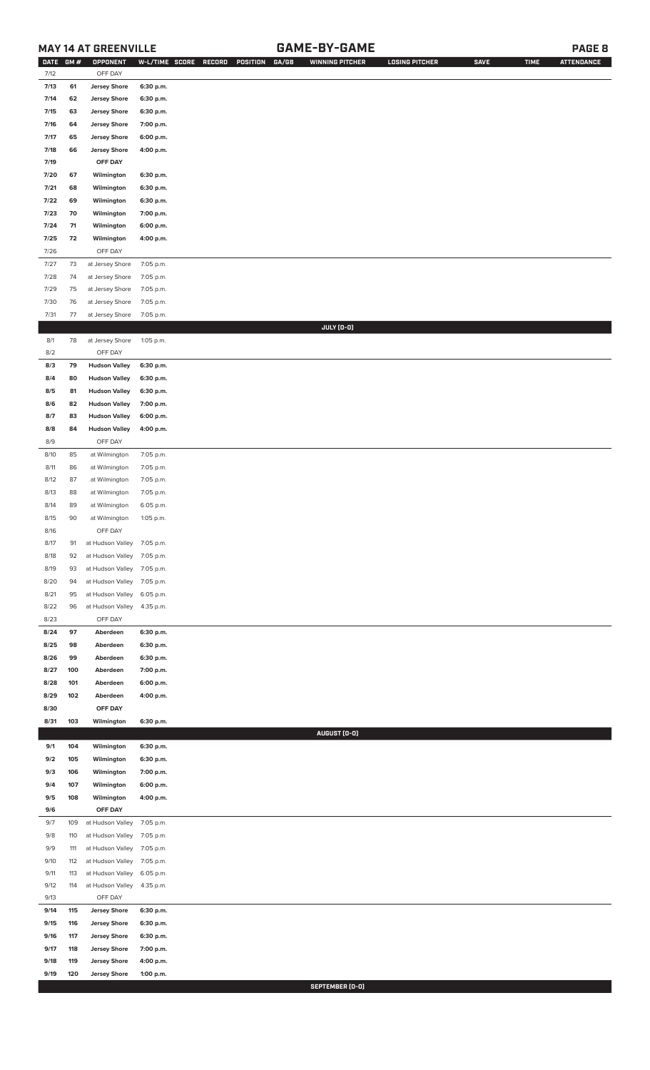## MAY 14 AT GREENVILLE — GAME-BY-GAME

| DATE | GM # | OPPONENT | W-L/TIME | SCORE | RECORD | POSITION | GA/GB | WINNING PITCHER | LOSING PITCHER | SAVE | TIME | ATTENDANCE |
|---|---|---|---|---|---|---|---|---|---|---|---|---|
| 7/12 | | OFF DAY | | | | | | | | | | |
| 7/13 | 61 | Jersey Shore | 6:30 p.m. | | | | | | | | | |
| 7/14 | 62 | Jersey Shore | 6:30 p.m. | | | | | | | | | |
| 7/15 | 63 | Jersey Shore | 6:30 p.m. | | | | | | | | | |
| 7/16 | 64 | Jersey Shore | 7:00 p.m. | | | | | | | | | |
| 7/17 | 65 | Jersey Shore | 6:00 p.m. | | | | | | | | | |
| 7/18 | 66 | Jersey Shore | 4:00 p.m. | | | | | | | | | |
| 7/19 | | OFF DAY | | | | | | | | | | |
| 7/20 | 67 | Wilmington | 6:30 p.m. | | | | | | | | | |
| 7/21 | 68 | Wilmington | 6:30 p.m. | | | | | | | | | |
| 7/22 | 69 | Wilmington | 6:30 p.m. | | | | | | | | | |
| 7/23 | 70 | Wilmington | 7:00 p.m. | | | | | | | | | |
| 7/24 | 71 | Wilmington | 6:00 p.m. | | | | | | | | | |
| 7/25 | 72 | Wilmington | 4:00 p.m. | | | | | | | | | |
| 7/26 | | OFF DAY | | | | | | | | | | |
| 7/27 | 73 | at Jersey Shore | 7:05 p.m. | | | | | | | | | |
| 7/28 | 74 | at Jersey Shore | 7:05 p.m. | | | | | | | | | |
| 7/29 | 75 | at Jersey Shore | 7:05 p.m. | | | | | | | | | |
| 7/30 | 76 | at Jersey Shore | 7:05 p.m. | | | | | | | | | |
| 7/31 | 77 | at Jersey Shore | 7:05 p.m. | | | | | | | | | |
| | | | | | | | | JULY (0-0) | | | | |
| 8/1 | 78 | at Jersey Shore | 1:05 p.m. | | | | | | | | | |
| 8/2 | | OFF DAY | | | | | | | | | | |
| 8/3 | 79 | Hudson Valley | 6:30 p.m. | | | | | | | | | |
| 8/4 | 80 | Hudson Valley | 6:30 p.m. | | | | | | | | | |
| 8/5 | 81 | Hudson Valley | 6:30 p.m. | | | | | | | | | |
| 8/6 | 82 | Hudson Valley | 7:00 p.m. | | | | | | | | | |
| 8/7 | 83 | Hudson Valley | 6:00 p.m. | | | | | | | | | |
| 8/8 | 84 | Hudson Valley | 4:00 p.m. | | | | | | | | | |
| 8/9 | | OFF DAY | | | | | | | | | | |
| 8/10 | 85 | at Wilmington | 7:05 p.m. | | | | | | | | | |
| 8/11 | 86 | at Wilmington | 7:05 p.m. | | | | | | | | | |
| 8/12 | 87 | at Wilmington | 7:05 p.m. | | | | | | | | | |
| 8/13 | 88 | at Wilmington | 7:05 p.m. | | | | | | | | | |
| 8/14 | 89 | at Wilmington | 6:05 p.m. | | | | | | | | | |
| 8/15 | 90 | at Wilmington | 1:05 p.m. | | | | | | | | | |
| 8/16 | | OFF DAY | | | | | | | | | | |
| 8/17 | 91 | at Hudson Valley | 7:05 p.m. | | | | | | | | | |
| 8/18 | 92 | at Hudson Valley | 7:05 p.m. | | | | | | | | | |
| 8/19 | 93 | at Hudson Valley | 7:05 p.m. | | | | | | | | | |
| 8/20 | 94 | at Hudson Valley | 7:05 p.m. | | | | | | | | | |
| 8/21 | 95 | at Hudson Valley | 6:05 p.m. | | | | | | | | | |
| 8/22 | 96 | at Hudson Valley | 4:35 p.m. | | | | | | | | | |
| 8/23 | | OFF DAY | | | | | | | | | | |
| 8/24 | 97 | Aberdeen | 6:30 p.m. | | | | | | | | | |
| 8/25 | 98 | Aberdeen | 6:30 p.m. | | | | | | | | | |
| 8/26 | 99 | Aberdeen | 6:30 p.m. | | | | | | | | | |
| 8/27 | 100 | Aberdeen | 7:00 p.m. | | | | | | | | | |
| 8/28 | 101 | Aberdeen | 6:00 p.m. | | | | | | | | | |
| 8/29 | 102 | Aberdeen | 4:00 p.m. | | | | | | | | | |
| 8/30 | | OFF DAY | | | | | | | | | | |
| 8/31 | 103 | Wilmington | 6:30 p.m. | | | | | | | | | |
| | | | | | | | | AUGUST (0-0) | | | | |
| 9/1 | 104 | Wilmington | 6:30 p.m. | | | | | | | | | |
| 9/2 | 105 | Wilmington | 6:30 p.m. | | | | | | | | | |
| 9/3 | 106 | Wilmington | 7:00 p.m. | | | | | | | | | |
| 9/4 | 107 | Wilmington | 6:00 p.m. | | | | | | | | | |
| 9/5 | 108 | Wilmington | 4:00 p.m. | | | | | | | | | |
| 9/6 | | OFF DAY | | | | | | | | | | |
| 9/7 | 109 | at Hudson Valley | 7:05 p.m. | | | | | | | | | |
| 9/8 | 110 | at Hudson Valley | 7:05 p.m. | | | | | | | | | |
| 9/9 | 111 | at Hudson Valley | 7:05 p.m. | | | | | | | | | |
| 9/10 | 112 | at Hudson Valley | 7:05 p.m. | | | | | | | | | |
| 9/11 | 113 | at Hudson Valley | 6:05 p.m. | | | | | | | | | |
| 9/12 | 114 | at Hudson Valley | 4:35 p.m. | | | | | | | | | |
| 9/13 | | OFF DAY | | | | | | | | | | |
| 9/14 | 115 | Jersey Shore | 6:30 p.m. | | | | | | | | | |
| 9/15 | 116 | Jersey Shore | 6:30 p.m. | | | | | | | | | |
| 9/16 | 117 | Jersey Shore | 6:30 p.m. | | | | | | | | | |
| 9/17 | 118 | Jersey Shore | 7:00 p.m. | | | | | | | | | |
| 9/18 | 119 | Jersey Shore | 4:00 p.m. | | | | | | | | | |
| 9/19 | 120 | Jersey Shore | 1:00 p.m. | | | | | | | | | |
| | | | | | | | | SEPTEMBER (0-0) | | | | |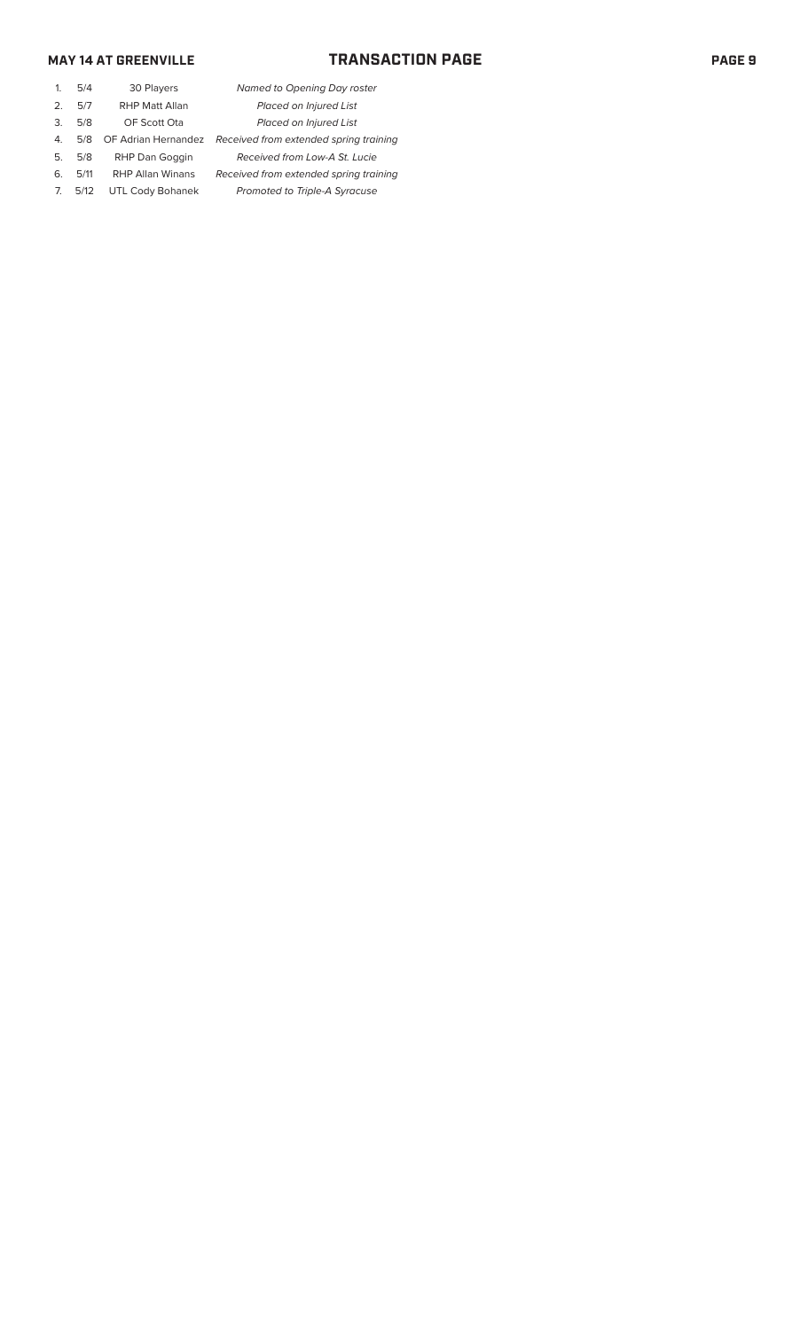## TRANSACTION PAGE

| | | | |
|---|---|---|---|
| 1. | 5/4 | 30 Players | *Named to Opening Day roster* |
| 2. | 5/7 | RHP Matt Allan | *Placed on Injured List* |
| 3. | 5/8 | OF Scott Ota | *Placed on Injured List* |
| 4. | 5/8 | OF Adrian Hernandez | *Received from extended spring training* |
| 5. | 5/8 | RHP Dan Goggin | *Received from Low-A St. Lucie* |
| 6. | 5/11 | RHP Allan Winans | *Received from extended spring training* |
| 7. | 5/12 | UTL Cody Bohanek | *Promoted to Triple-A Syracuse* |